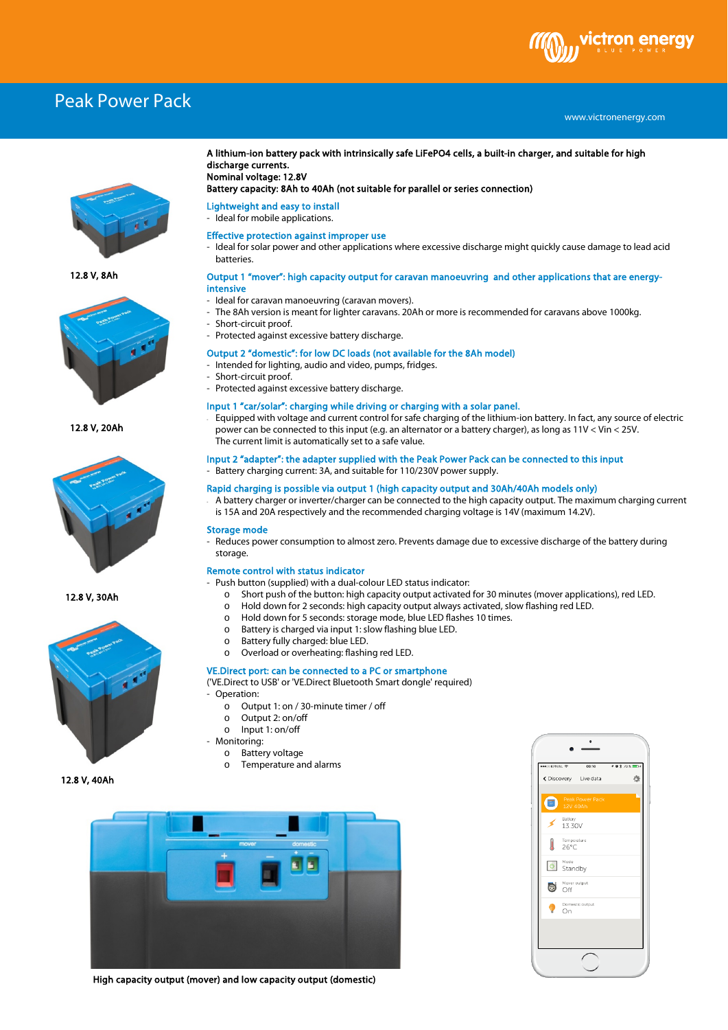# Peak Power Pack

www.victronenergy.com

12.8 V, 8Ah

12.8 V, 20Ah

12.8 V, 30Ah

12.8 V, 40Ah

**A lithium-ion battery pack with intrinsically safe LiFePO4 cells, a built-in charger, and suitable for high discharge currents.**
**Nominal voltage: 12.8V**
**Battery capacity: 8Ah to 40Ah (not suitable for parallel or series connection)**

### Lightweight and easy to install

- Ideal for mobile applications.

### Effective protection against improper use

- Ideal for solar power and other applications where excessive discharge might quickly cause damage to lead acid batteries.

### Output 1 "mover": high capacity output for caravan manoeuvring and other applications that are energy-intensive

- Ideal for caravan manoeuvring (caravan movers).
- The 8Ah version is meant for lighter caravans. 20Ah or more is recommended for caravans above 1000kg.
- Short-circuit proof.
- Protected against excessive battery discharge.

### Output 2 "domestic": for low DC loads (not available for the 8Ah model)

- Intended for lighting, audio and video, pumps, fridges.
- Short-circuit proof.
- Protected against excessive battery discharge.

### Input 1 "car/solar": charging while driving or charging with a solar panel.

- Equipped with voltage and current control for safe charging of the lithium-ion battery. In fact, any source of electric power can be connected to this input (e.g. an alternator or a battery charger), as long as 11V < Vin < 25V.
  The current limit is automatically set to a safe value.

### Input 2 "adapter": the adapter supplied with the Peak Power Pack can be connected to this input

- Battery charging current: 3A, and suitable for 110/230V power supply.

### Rapid charging is possible via output 1 (high capacity output and 30Ah/40Ah models only)

- A battery charger or inverter/charger can be connected to the high capacity output. The maximum charging current is 15A and 20A respectively and the recommended charging voltage is 14V (maximum 14.2V).

### Storage mode

- Reduces power consumption to almost zero. Prevents damage due to excessive discharge of the battery during storage.

### Remote control with status indicator

- Push button (supplied) with a dual-colour LED status indicator:
  - Short push of the button: high capacity output activated for 30 minutes (mover applications), red LED.
  - Hold down for 2 seconds: high capacity output always activated, slow flashing red LED.
  - Hold down for 5 seconds: storage mode, blue LED flashes 10 times.
  - Battery is charged via input 1: slow flashing blue LED.
  - Battery fully charged: blue LED.
  - Overload or overheating: flashing red LED.

### VE.Direct port: can be connected to a PC or smartphone

('VE.Direct to USB' or 'VE.Direct Bluetooth Smart dongle' required)

- Operation:
  - Output 1: on / 30-minute timer / off
  - Output 2: on/off
  - Input 1: on/off
- Monitoring:
  - Battery voltage
  - Temperature and alarms

**High capacity output (mover) and low capacity output (domestic)**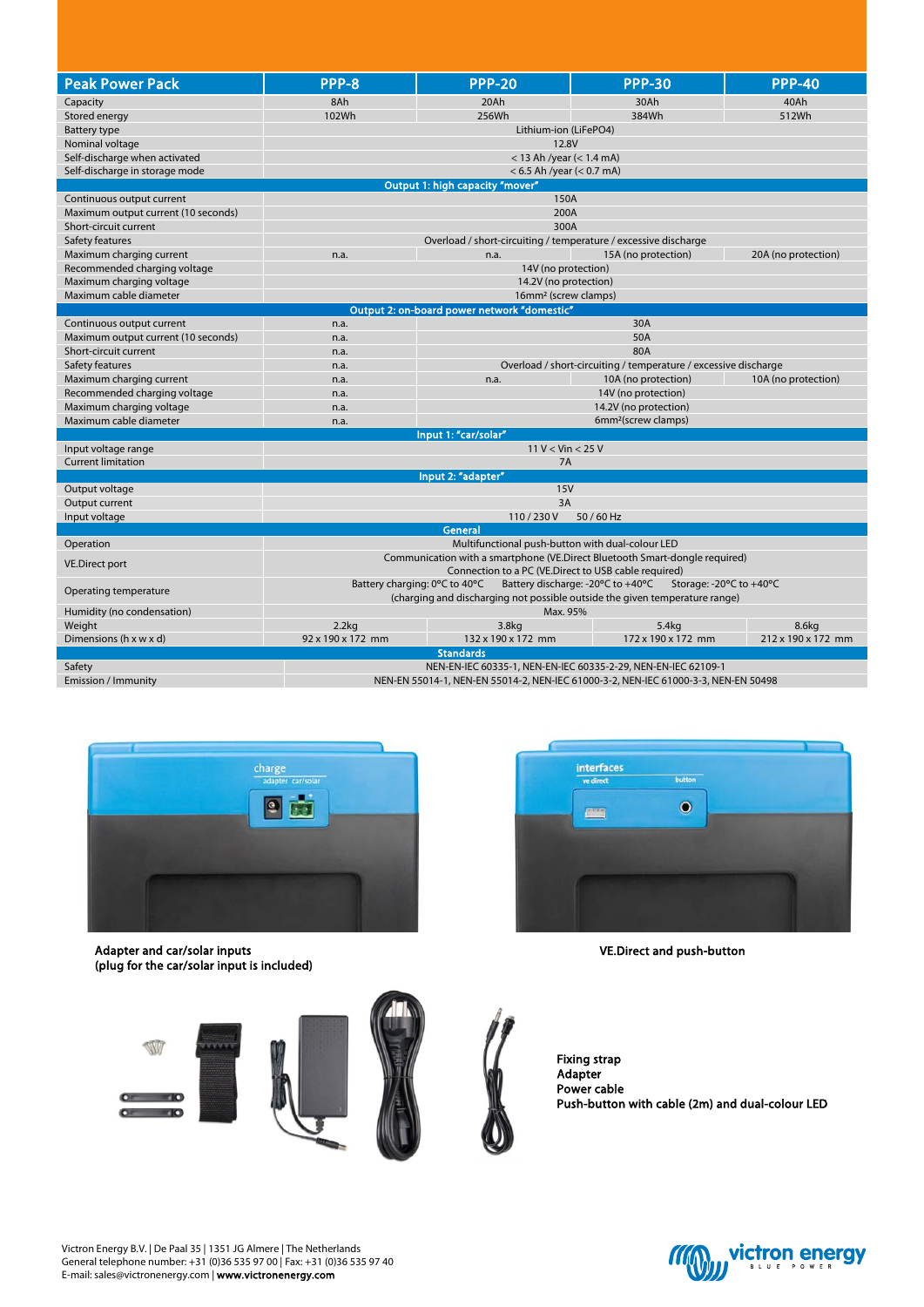| Peak Power Pack | PPP-8 | PPP-20 | PPP-30 | PPP-40 |
|---|---|---|---|---|
| Capacity | 8Ah | 20Ah | 30Ah | 40Ah |
| Stored energy | 102Wh | 256Wh | 384Wh | 512Wh |
| Battery type | Lithium-ion (LiFePO4) | | | |
| Nominal voltage | 12.8V | | | |
| Self-discharge when activated | < 13 Ah /year (< 1.4 mA) | | | |
| Self-discharge in storage mode | < 6.5 Ah /year (< 0.7 mA) | | | |
| **Output 1: high capacity "mover"** | | | | |
| Continuous output current | 150A | | | |
| Maximum output current (10 seconds) | 200A | | | |
| Short-circuit current | 300A | | | |
| Safety features | Overload / short-circuiting / temperature / excessive discharge | | | |
| Maximum charging current | n.a. | n.a. | 15A (no protection) | 20A (no protection) |
| Recommended charging voltage | 14V (no protection) | | | |
| Maximum charging voltage | 14.2V (no protection) | | | |
| Maximum cable diameter | 16mm² (screw clamps) | | | |
| **Output 2: on-board power network "domestic"** | | | | |
| Continuous output current | n.a. | 30A | | |
| Maximum output current (10 seconds) | n.a. | 50A | | |
| Short-circuit current | n.a. | 80A | | |
| Safety features | n.a. | Overload / short-circuiting / temperature / excessive discharge | | |
| Maximum charging current | n.a. | n.a. | 10A (no protection) | 10A (no protection) |
| Recommended charging voltage | n.a. | 14V (no protection) | | |
| Maximum charging voltage | n.a. | 14.2V (no protection) | | |
| Maximum cable diameter | n.a. | 6mm²(screw clamps) | | |
| **Input 1: "car/solar"** | | | | |
| Input voltage range | 11 V < Vin < 25 V | | | |
| Current limitation | 7A | | | |
| **Input 2: "adapter"** | | | | |
| Output voltage | 15V | | | |
| Output current | 3A | | | |
| Input voltage | 110 / 230 V 50 / 60 Hz | | | |
| **General** | | | | |
| Operation | Multifunctional push-button with dual-colour LED | | | |
| VE.Direct port | Communication with a smartphone (VE.Direct Bluetooth Smart-dongle required) Connection to a PC (VE.Direct to USB cable required) | | | |
| Operating temperature | Battery charging: 0°C to 40°C Battery discharge: -20°C to +40°C Storage: -20°C to +40°C (charging and discharging not possible outside the given temperature range) | | | |
| Humidity (no condensation) | Max. 95% | | | |
| Weight | 2.2kg | 3.8kg | 5.4kg | 8.6kg |
| Dimensions (h x w x d) | 92 x 190 x 172 mm | 132 x 190 x 172 mm | 172 x 190 x 172 mm | 212 x 190 x 172 mm |
| **Standards** | | | | |
| Safety | NEN-EN-IEC 60335-1, NEN-EN-IEC 60335-2-29, NEN-EN-IEC 62109-1 | | | |
| Emission / Immunity | NEN-EN 55014-1, NEN-EN 55014-2, NEN-IEC 61000-3-2, NEN-IEC 61000-3-3, NEN-EN 50498 | | | |

charge
adapter car/solar

**Adapter and car/solar inputs**
**(plug for the car/solar input is included)**

interfaces
ve direct button

**VE.Direct and push-button**

**Fixing strap**
**Adapter**
**Power cable**
**Push-button with cable (2m) and dual-colour LED**

Victron Energy B.V. | De Paal 35 | 1351 JG Almere | The Netherlands
General telephone number: +31 (0)36 535 97 00 | Fax: +31 (0)36 535 97 40
E-mail: sales@victronenergy.com | **www.victronenergy.com**